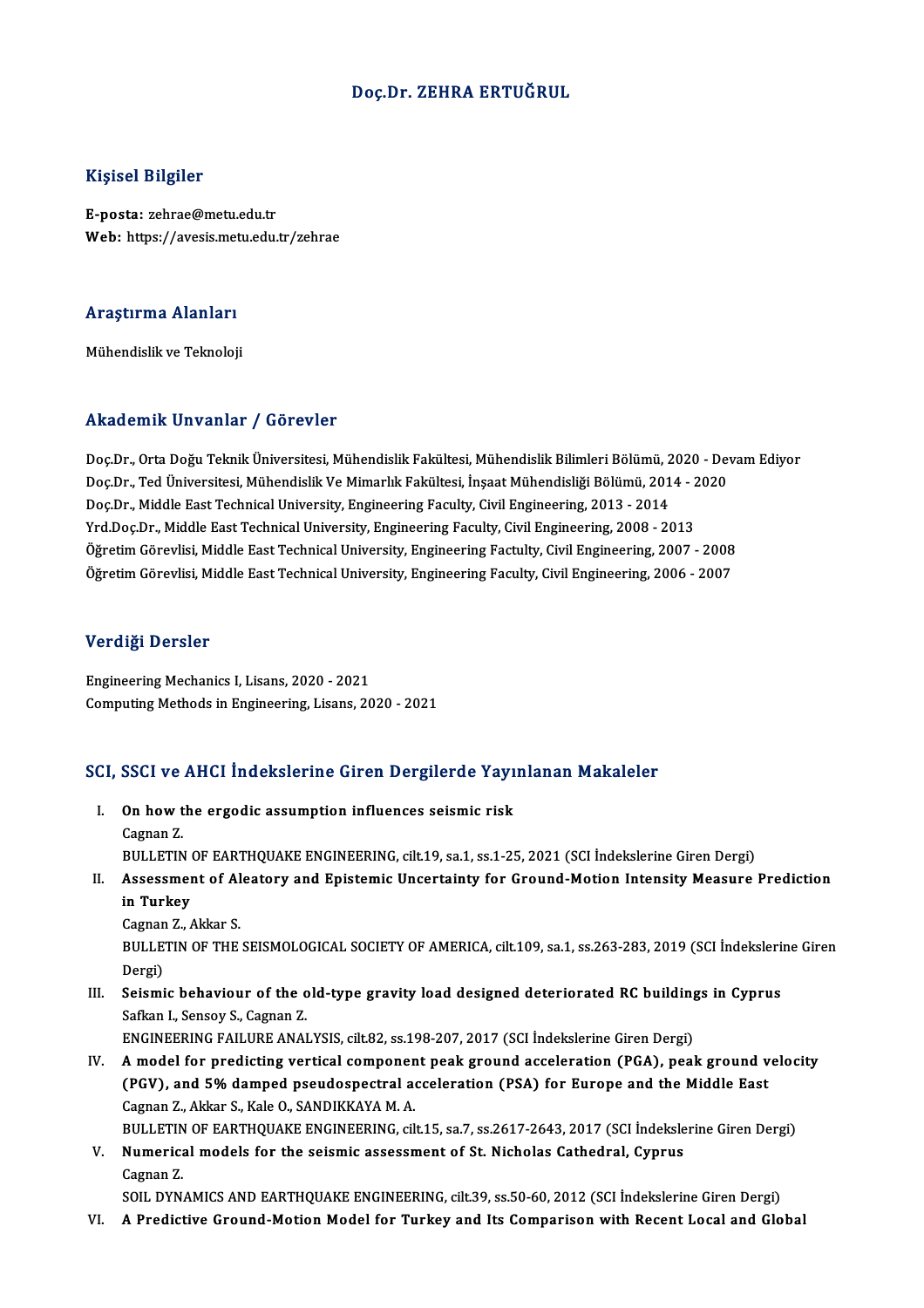# Doç.Dr. ZEHRA ERTUĞRUL

## Kişisel Bilgiler

**E-posta:** zehrae@metu.edu.tr
**Web:** https://avesis.metu.edu.tr/zehrae

## Araştırma Alanları

Mühendislik ve Teknoloji

## Akademik Unvanlar / Görevler

Doç.Dr., Orta Doğu Teknik Üniversitesi, Mühendislik Fakültesi, Mühendislik Bilimleri Bölümü, 2020 - Devam Ediyor
Doç.Dr., Ted Üniversitesi, Mühendislik Ve Mimarlık Fakültesi, İnşaat Mühendisliği Bölümü, 2014 - 2020
Doç.Dr., Middle East Technical University, Engineering Faculty, Civil Engineering, 2013 - 2014
Yrd.Doç.Dr., Middle East Technical University, Engineering Faculty, Civil Engineering, 2008 - 2013
Öğretim Görevlisi, Middle East Technical University, Engineering Factulty, Civil Engineering, 2007 - 2008
Öğretim Görevlisi, Middle East Technical University, Engineering Faculty, Civil Engineering, 2006 - 2007

## Verdiği Dersler

Engineering Mechanics I, Lisans, 2020 - 2021
Computing Methods in Engineering, Lisans, 2020 - 2021

## SCI, SSCI ve AHCI İndekslerine Giren Dergilerde Yayınlanan Makaleler

I. **On how the ergodic assumption influences seismic risk**
   Cagnan Z.
   BULLETIN OF EARTHQUAKE ENGINEERING, cilt.19, sa.1, ss.1-25, 2021 (SCI İndekslerine Giren Dergi)

II. **Assessment of Aleatory and Epistemic Uncertainty for Ground-Motion Intensity Measure Prediction in Turkey**
   Cagnan Z., Akkar S.
   BULLETIN OF THE SEISMOLOGICAL SOCIETY OF AMERICA, cilt.109, sa.1, ss.263-283, 2019 (SCI İndekslerine Giren Dergi)

III. **Seismic behaviour of the old-type gravity load designed deteriorated RC buildings in Cyprus**
   Safkan I., Sensoy S., Cagnan Z.
   ENGINEERING FAILURE ANALYSIS, cilt.82, ss.198-207, 2017 (SCI İndekslerine Giren Dergi)

IV. **A model for predicting vertical component peak ground acceleration (PGA), peak ground velocity (PGV), and 5% damped pseudospectral acceleration (PSA) for Europe and the Middle East**
   Cagnan Z., Akkar S., Kale O., SANDIKKAYA M. A.
   BULLETIN OF EARTHQUAKE ENGINEERING, cilt.15, sa.7, ss.2617-2643, 2017 (SCI İndekslerine Giren Dergi)

V. **Numerical models for the seismic assessment of St. Nicholas Cathedral, Cyprus**
   Cagnan Z.
   SOIL DYNAMICS AND EARTHQUAKE ENGINEERING, cilt.39, ss.50-60, 2012 (SCI İndekslerine Giren Dergi)

VI. **A Predictive Ground-Motion Model for Turkey and Its Comparison with Recent Local and Global**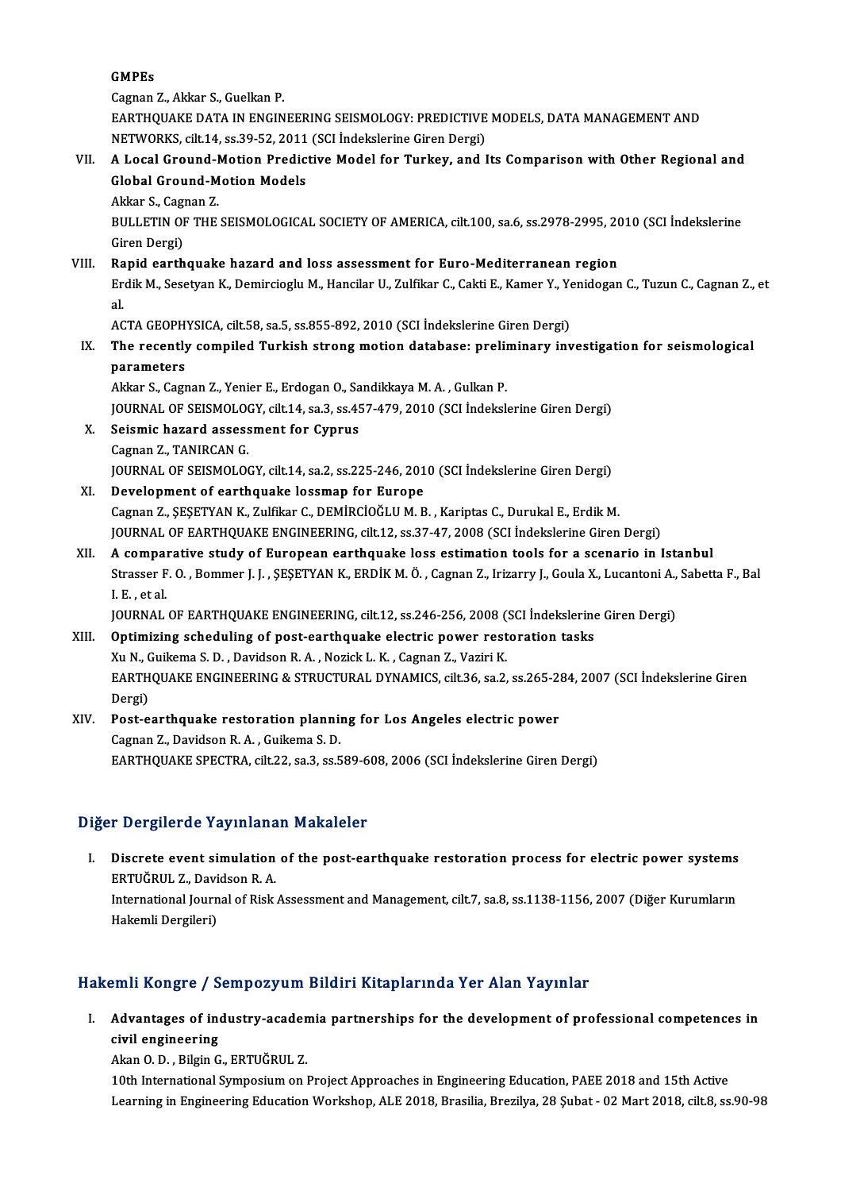GMPEs
Cagnan Z., Akkar S., Guelkan P.
EARTHQUAKE DATA IN ENGINEERING SEISMOLOGY: PREDICTIVE MODELS, DATA MANAGEMENT AND NETWORKS, cilt.14, ss.39-52, 2011 (SCI İndekslerine Giren Dergi)

VII. **A Local Ground-Motion Predictive Model for Turkey, and Its Comparison with Other Regional and Global Ground-Motion Models**
Akkar S., Cagnan Z.
BULLETIN OF THE SEISMOLOGICAL SOCIETY OF AMERICA, cilt.100, sa.6, ss.2978-2995, 2010 (SCI İndekslerine Giren Dergi)

VIII. **Rapid earthquake hazard and loss assessment for Euro-Mediterranean region**
Erdik M., Sesetyan K., Demircioglu M., Hancilar U., Zulfikar C., Cakti E., Kamer Y., Yenidogan C., Tuzun C., Cagnan Z., et al.
ACTA GEOPHYSICA, cilt.58, sa.5, ss.855-892, 2010 (SCI İndekslerine Giren Dergi)

IX. **The recently compiled Turkish strong motion database: preliminary investigation for seismological parameters**
Akkar S., Cagnan Z., Yenier E., Erdogan O., Sandikkaya M. A. , Gulkan P.
JOURNAL OF SEISMOLOGY, cilt.14, sa.3, ss.457-479, 2010 (SCI İndekslerine Giren Dergi)

X. **Seismic hazard assessment for Cyprus**
Cagnan Z., TANIRCAN G.
JOURNAL OF SEISMOLOGY, cilt.14, sa.2, ss.225-246, 2010 (SCI İndekslerine Giren Dergi)

XI. **Development of earthquake lossmap for Europe**
Cagnan Z., ŞEŞETYAN K., Zulfikar C., DEMİRCİOĞLU M. B. , Kariptas C., Durukal E., Erdik M.
JOURNAL OF EARTHQUAKE ENGINEERING, cilt.12, ss.37-47, 2008 (SCI İndekslerine Giren Dergi)

XII. **A comparative study of European earthquake loss estimation tools for a scenario in Istanbul**
Strasser F. O. , Bommer J. J. , ŞEŞETYAN K., ERDİK M. Ö. , Cagnan Z., Irizarry J., Goula X., Lucantoni A., Sabetta F., Bal I. E. , et al.
JOURNAL OF EARTHQUAKE ENGINEERING, cilt.12, ss.246-256, 2008 (SCI İndekslerine Giren Dergi)

XIII. **Optimizing scheduling of post-earthquake electric power restoration tasks**
Xu N., Guikema S. D. , Davidson R. A. , Nozick L. K. , Cagnan Z., Vaziri K.
EARTHQUAKE ENGINEERING & STRUCTURAL DYNAMICS, cilt.36, sa.2, ss.265-284, 2007 (SCI İndekslerine Giren Dergi)

XIV. **Post-earthquake restoration planning for Los Angeles electric power**
Cagnan Z., Davidson R. A. , Guikema S. D.
EARTHQUAKE SPECTRA, cilt.22, sa.3, ss.589-608, 2006 (SCI İndekslerine Giren Dergi)

## Diğer Dergilerde Yayınlanan Makaleler

I. **Discrete event simulation of the post-earthquake restoration process for electric power systems**
ERTUĞRUL Z., Davidson R. A.
International Journal of Risk Assessment and Management, cilt.7, sa.8, ss.1138-1156, 2007 (Diğer Kurumların Hakemli Dergileri)

## Hakemli Kongre / Sempozyum Bildiri Kitaplarında Yer Alan Yayınlar

I. **Advantages of industry-academia partnerships for the development of professional competences in civil engineering**
Akan O. D. , Bilgin G., ERTUĞRUL Z.
10th International Symposium on Project Approaches in Engineering Education, PAEE 2018 and 15th Active Learning in Engineering Education Workshop, ALE 2018, Brasilia, Brezilya, 28 Şubat - 02 Mart 2018, cilt.8, ss.90-98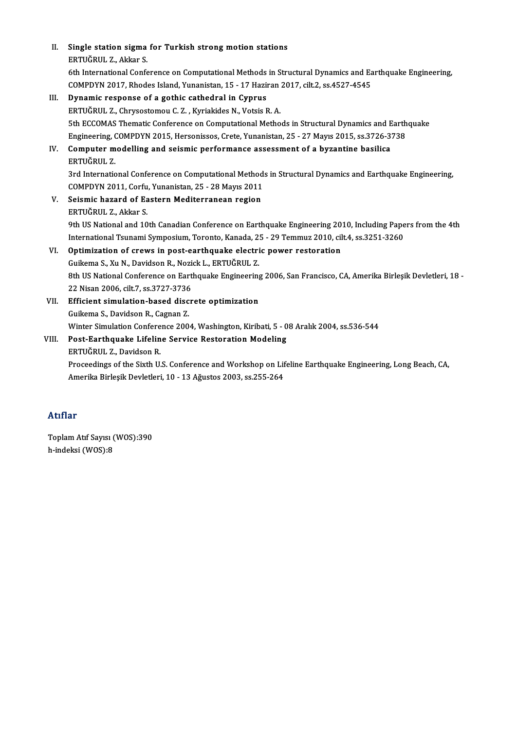II. **Single station sigma for Turkish strong motion stations**
ERTUĞRUL Z., Akkar S.
6th International Conference on Computational Methods in Structural Dynamics and Earthquake Engineering, COMPDYN 2017, Rhodes Island, Yunanistan, 15 - 17 Haziran 2017, cilt.2, ss.4527-4545

III. **Dynamic response of a gothic cathedral in Cyprus**
ERTUĞRUL Z., Chrysostomou C. Z. , Kyriakides N., Votsis R. A.
5th ECCOMAS Thematic Conference on Computational Methods in Structural Dynamics and Earthquake Engineering, COMPDYN 2015, Hersonissos, Crete, Yunanistan, 25 - 27 Mayıs 2015, ss.3726-3738

IV. **Computer modelling and seismic performance assessment of a byzantine basilica**
ERTUĞRUL Z.
3rd International Conference on Computational Methods in Structural Dynamics and Earthquake Engineering, COMPDYN 2011, Corfu, Yunanistan, 25 - 28 Mayıs 2011

V. **Seismic hazard of Eastern Mediterranean region**
ERTUĞRUL Z., Akkar S.
9th US National and 10th Canadian Conference on Earthquake Engineering 2010, Including Papers from the 4th International Tsunami Symposium, Toronto, Kanada, 25 - 29 Temmuz 2010, cilt.4, ss.3251-3260

VI. **Optimization of crews in post-earthquake electric power restoration**
Guikema S., Xu N., Davidson R., Nozick L., ERTUĞRUL Z.
8th US National Conference on Earthquake Engineering 2006, San Francisco, CA, Amerika Birleşik Devletleri, 18 - 22 Nisan 2006, cilt.7, ss.3727-3736

VII. **Efficient simulation-based discrete optimization**
Guikema S., Davidson R., Cagnan Z.
Winter Simulation Conference 2004, Washington, Kiribati, 5 - 08 Aralık 2004, ss.536-544

VIII. **Post-Earthquake Lifeline Service Restoration Modeling**
ERTUĞRUL Z., Davidson R.
Proceedings of the Sixth U.S. Conference and Workshop on Lifeline Earthquake Engineering, Long Beach, CA, Amerika Birleşik Devletleri, 10 - 13 Ağustos 2003, ss.255-264

## Atıflar

Toplam Atıf Sayısı (WOS):390
h-indeksi (WOS):8